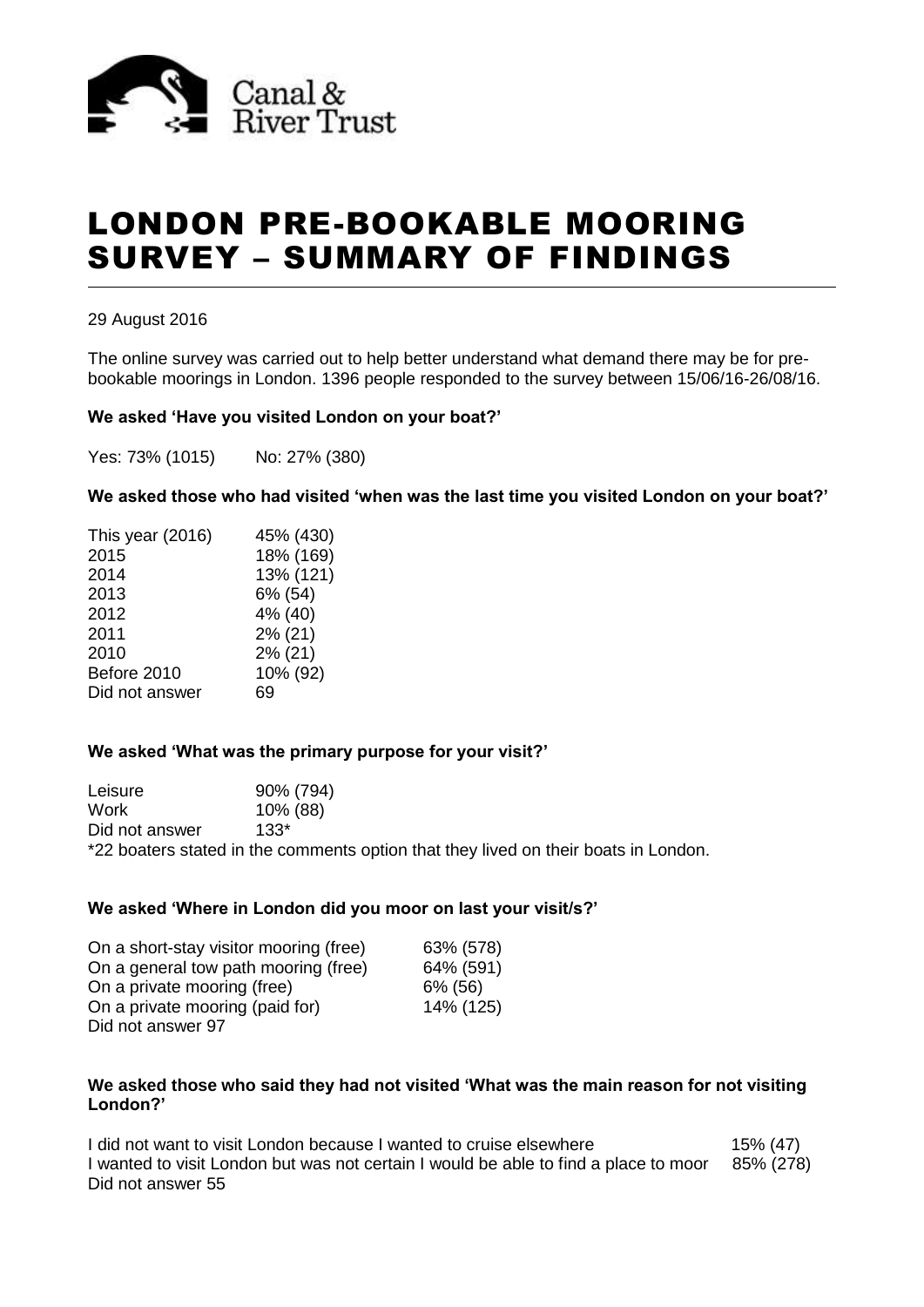# LONDON PRE-BOOKABLE MOORING SURVEY – SUMMARY OF FINDINGS

29 August 2016

The online survey was carried out to help better understand what demand there may be for pre-bookable moorings in London. 1396 people responded to the survey between 15/06/16-26/08/16.

**We asked 'Have you visited London on your boat?'**

Yes: 73% (1015)     No: 27% (380)

**We asked those who had visited 'when was the last time you visited London on your boat?'**

| | |
|---|---|
| This year (2016) | 45% (430) |
| 2015 | 18% (169) |
| 2014 | 13% (121) |
| 2013 | 6% (54) |
| 2012 | 4% (40) |
| 2011 | 2% (21) |
| 2010 | 2% (21) |
| Before 2010 | 10% (92) |
| Did not answer | 69 |

**We asked 'What was the primary purpose for your visit?'**

| | |
|---|---|
| Leisure | 90% (794) |
| Work | 10% (88) |
| Did not answer | 133* |

*22 boaters stated in the comments option that they lived on their boats in London.

**We asked 'Where in London did you moor on last your visit/s?'**

| | |
|---|---|
| On a short-stay visitor mooring (free) | 63% (578) |
| On a general tow path mooring (free) | 64% (591) |
| On a private mooring (free) | 6% (56) |
| On a private mooring (paid for) | 14% (125) |
| Did not answer 97 | |

**We asked those who said they had not visited 'What was the main reason for not visiting London?'**

| | |
|---|---|
| I did not want to visit London because I wanted to cruise elsewhere | 15% (47) |
| I wanted to visit London but was not certain I would be able to find a place to moor | 85% (278) |
| Did not answer 55 | |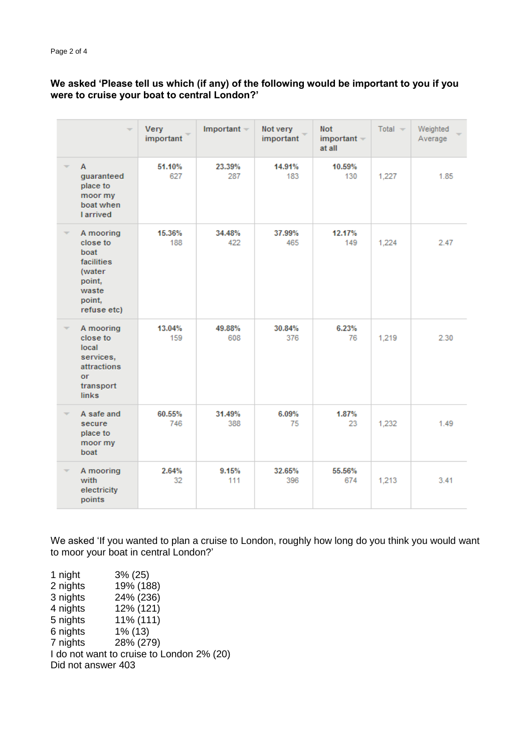**We asked 'Please tell us which (if any) of the following would be important to you if you were to cruise your boat to central London?'**

| | Very important | Important | Not very important | Not important at all | Total | Weighted Average |
|---|---|---|---|---|---|---|
| A guaranteed place to moor my boat when I arrived | 51.10% 627 | 23.39% 287 | 14.91% 183 | 10.59% 130 | 1,227 | 1.85 |
| A mooring close to boat facilities (water point, waste point, refuse etc) | 15.36% 188 | 34.48% 422 | 37.99% 465 | 12.17% 149 | 1,224 | 2.47 |
| A mooring close to local services, attractions or transport links | 13.04% 159 | 49.88% 608 | 30.84% 376 | 6.23% 76 | 1,219 | 2.30 |
| A safe and secure place to moor my boat | 60.55% 746 | 31.49% 388 | 6.09% 75 | 1.87% 23 | 1,232 | 1.49 |
| A mooring with electricity points | 2.64% 32 | 9.15% 111 | 32.65% 396 | 55.56% 674 | 1,213 | 3.41 |

We asked 'If you wanted to plan a cruise to London, roughly how long do you think you would want to moor your boat in central London?'

1 night 3% (25)
2 nights 19% (188)
3 nights 24% (236)
4 nights 12% (121)
5 nights 11% (111)
6 nights 1% (13)
7 nights 28% (279)
I do not want to cruise to London 2% (20)
Did not answer 403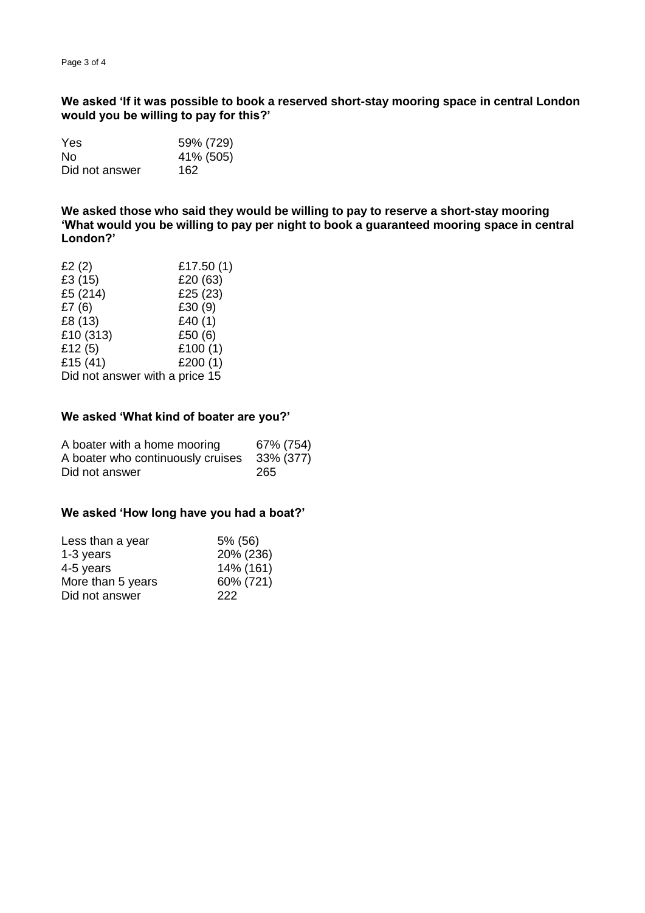**We asked 'If it was possible to book a reserved short-stay mooring space in central London would you be willing to pay for this?'**

| | |
|---|---|
| Yes | 59% (729) |
| No | 41% (505) |
| Did not answer | 162 |

**We asked those who said they would be willing to pay to reserve a short-stay mooring 'What would you be willing to pay per night to book a guaranteed mooring space in central London?'**

| | |
|---|---|
| £2 (2) | £17.50 (1) |
| £3 (15) | £20 (63) |
| £5 (214) | £25 (23) |
| £7 (6) | £30 (9) |
| £8 (13) | £40 (1) |
| £10 (313) | £50 (6) |
| £12 (5) | £100 (1) |
| £15 (41) | £200 (1) |

Did not answer with a price 15

**We asked 'What kind of boater are you?'**

| | |
|---|---|
| A boater with a home mooring | 67% (754) |
| A boater who continuously cruises | 33% (377) |
| Did not answer | 265 |

**We asked 'How long have you had a boat?'**

| | |
|---|---|
| Less than a year | 5% (56) |
| 1-3 years | 20% (236) |
| 4-5 years | 14% (161) |
| More than 5 years | 60% (721) |
| Did not answer | 222 |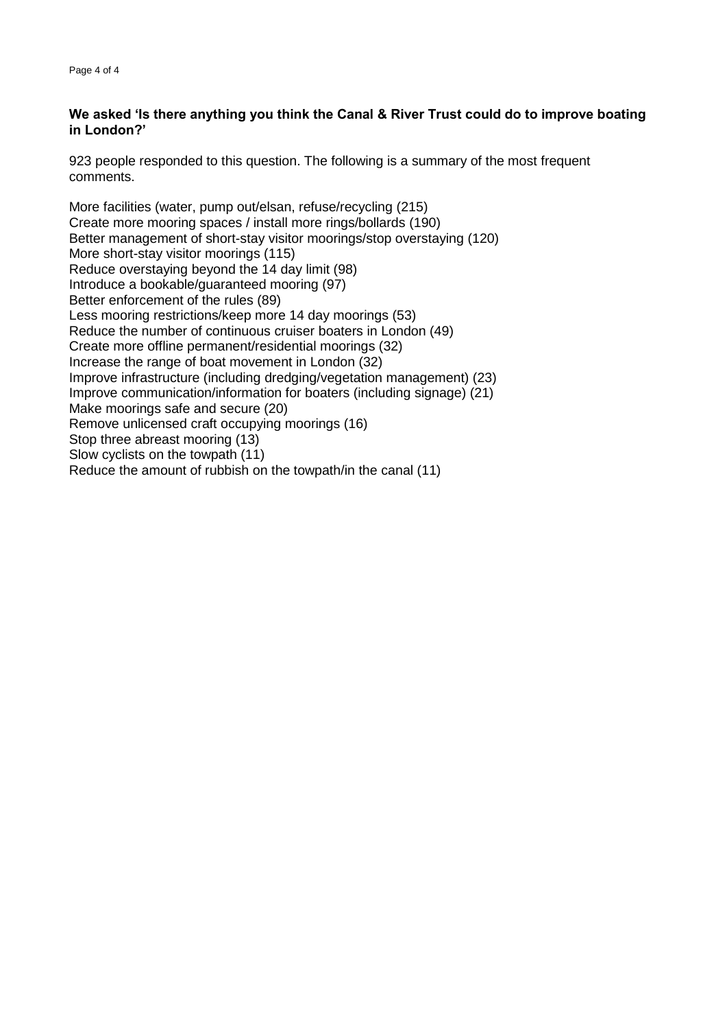**We asked 'Is there anything you think the Canal & River Trust could do to improve boating in London?'**

923 people responded to this question. The following is a summary of the most frequent comments.

More facilities (water, pump out/elsan, refuse/recycling (215)
Create more mooring spaces / install more rings/bollards (190)
Better management of short-stay visitor moorings/stop overstaying (120)
More short-stay visitor moorings (115)
Reduce overstaying beyond the 14 day limit (98)
Introduce a bookable/guaranteed mooring (97)
Better enforcement of the rules (89)
Less mooring restrictions/keep more 14 day moorings (53)
Reduce the number of continuous cruiser boaters in London (49)
Create more offline permanent/residential moorings (32)
Increase the range of boat movement in London (32)
Improve infrastructure (including dredging/vegetation management) (23)
Improve communication/information for boaters (including signage) (21)
Make moorings safe and secure (20)
Remove unlicensed craft occupying moorings (16)
Stop three abreast mooring (13)
Slow cyclists on the towpath (11)
Reduce the amount of rubbish on the towpath/in the canal (11)